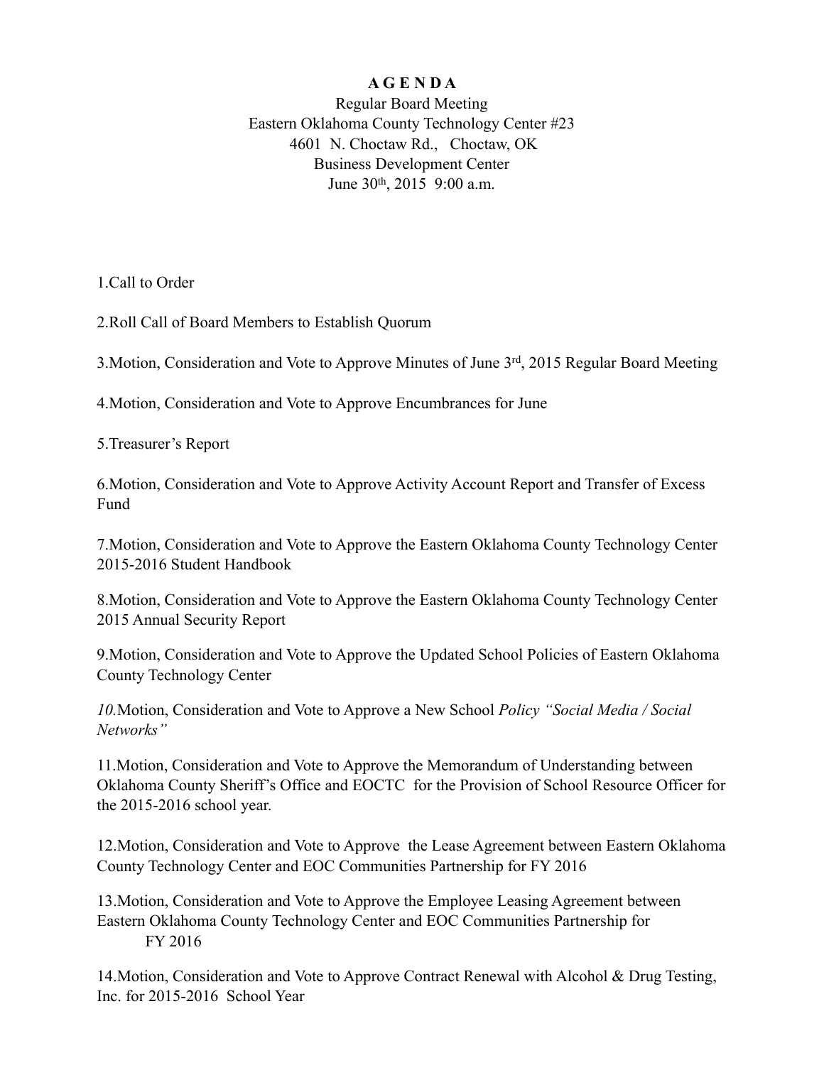**A G E N D A**

Regular Board Meeting
Eastern Oklahoma County Technology Center #23
4601 N. Choctaw Rd., Choctaw, OK
Business Development Center
June 30th, 2015 9:00 a.m.

1.Call to Order

2.Roll Call of Board Members to Establish Quorum

3.Motion, Consideration and Vote to Approve Minutes of June 3rd, 2015 Regular Board Meeting

4.Motion, Consideration and Vote to Approve Encumbrances for June

5.Treasurer's Report

6.Motion, Consideration and Vote to Approve Activity Account Report and Transfer of Excess Fund

7.Motion, Consideration and Vote to Approve the Eastern Oklahoma County Technology Center 2015-2016 Student Handbook

8.Motion, Consideration and Vote to Approve the Eastern Oklahoma County Technology Center 2015 Annual Security Report

9.Motion, Consideration and Vote to Approve the Updated School Policies of Eastern Oklahoma County Technology Center

*10.*Motion, Consideration and Vote to Approve a New School *Policy "Social Media / Social Networks"*

11.Motion, Consideration and Vote to Approve the Memorandum of Understanding between Oklahoma County Sheriff's Office and EOCTC for the Provision of School Resource Officer for the 2015-2016 school year.

12.Motion, Consideration and Vote to Approve the Lease Agreement between Eastern Oklahoma County Technology Center and EOC Communities Partnership for FY 2016

13.Motion, Consideration and Vote to Approve the Employee Leasing Agreement between Eastern Oklahoma County Technology Center and EOC Communities Partnership for FY 2016

14.Motion, Consideration and Vote to Approve Contract Renewal with Alcohol & Drug Testing, Inc. for 2015-2016 School Year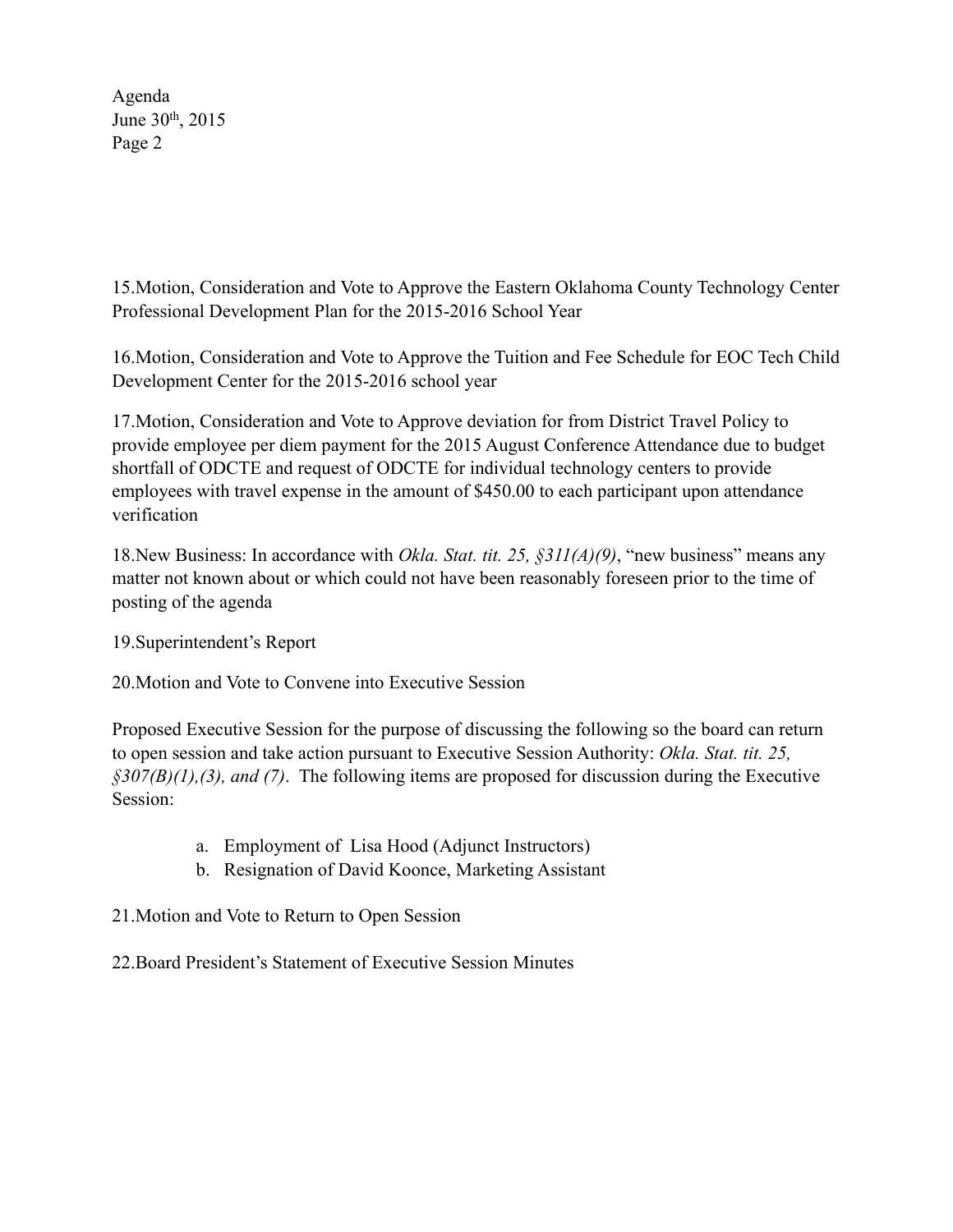15.Motion, Consideration and Vote to Approve the Eastern Oklahoma County Technology Center Professional Development Plan for the 2015-2016 School Year

16.Motion, Consideration and Vote to Approve the Tuition and Fee Schedule for EOC Tech Child Development Center for the 2015-2016 school year

17.Motion, Consideration and Vote to Approve deviation for from District Travel Policy to provide employee per diem payment for the 2015 August Conference Attendance due to budget shortfall of ODCTE and request of ODCTE for individual technology centers to provide employees with travel expense in the amount of $450.00 to each participant upon attendance verification

18.New Business: In accordance with *Okla. Stat. tit. 25, §311(A)(9)*, "new business" means any matter not known about or which could not have been reasonably foreseen prior to the time of posting of the agenda

19.Superintendent's Report

20.Motion and Vote to Convene into Executive Session

Proposed Executive Session for the purpose of discussing the following so the board can return to open session and take action pursuant to Executive Session Authority: *Okla. Stat. tit. 25, §307(B)(1),(3), and (7)*. The following items are proposed for discussion during the Executive Session:

a. Employment of Lisa Hood (Adjunct Instructors)
b. Resignation of David Koonce, Marketing Assistant

21.Motion and Vote to Return to Open Session

22.Board President's Statement of Executive Session Minutes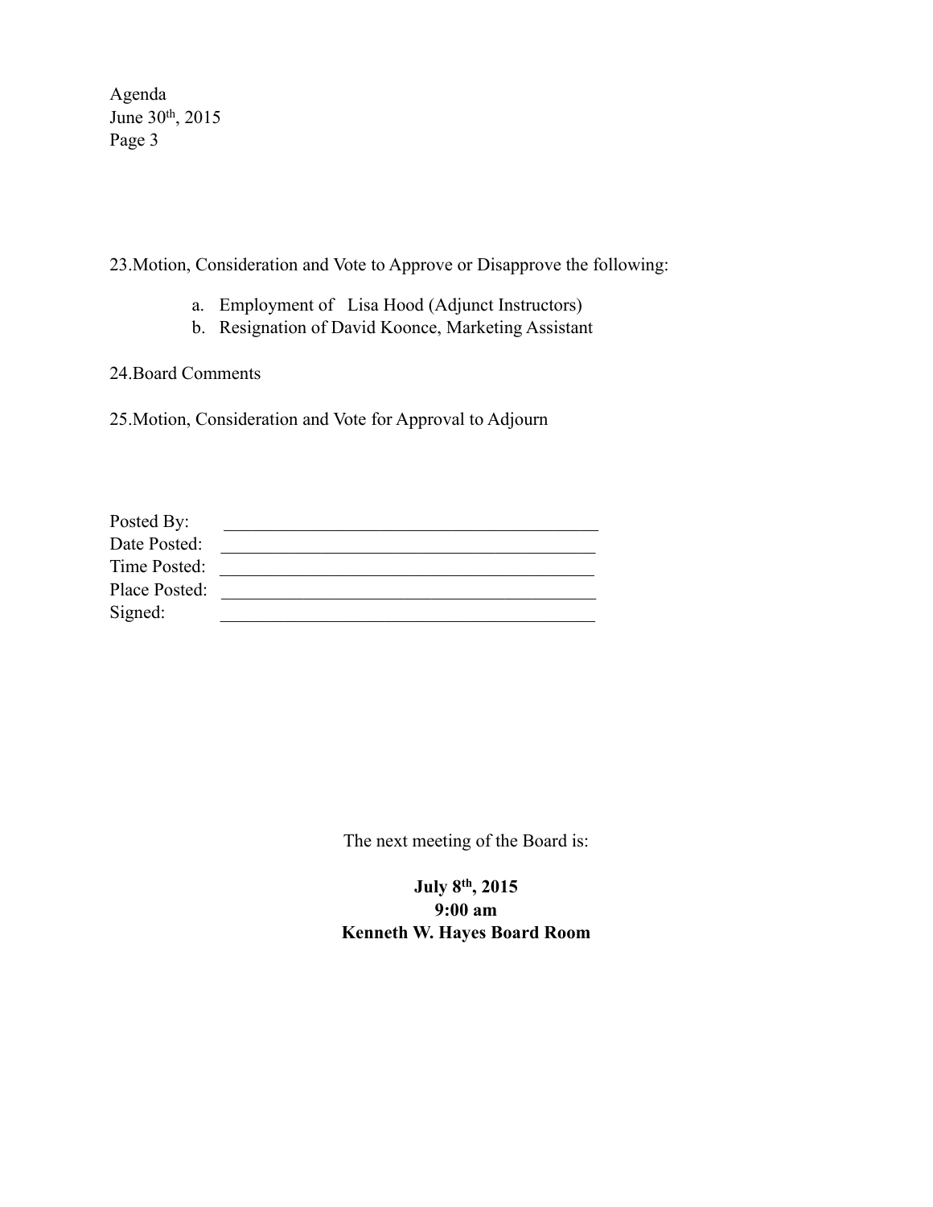23.Motion, Consideration and Vote to Approve or Disapprove the following:

a. Employment of Lisa Hood (Adjunct Instructors)
b. Resignation of David Koonce, Marketing Assistant

24.Board Comments

25.Motion, Consideration and Vote for Approval to Adjourn

Posted By: ____________________________________________
Date Posted: ____________________________________________
Time Posted: ____________________________________________
Place Posted: ____________________________________________
Signed: ____________________________________________

The next meeting of the Board is:

**July 8th, 2015**
**9:00 am**
**Kenneth W. Hayes Board Room**